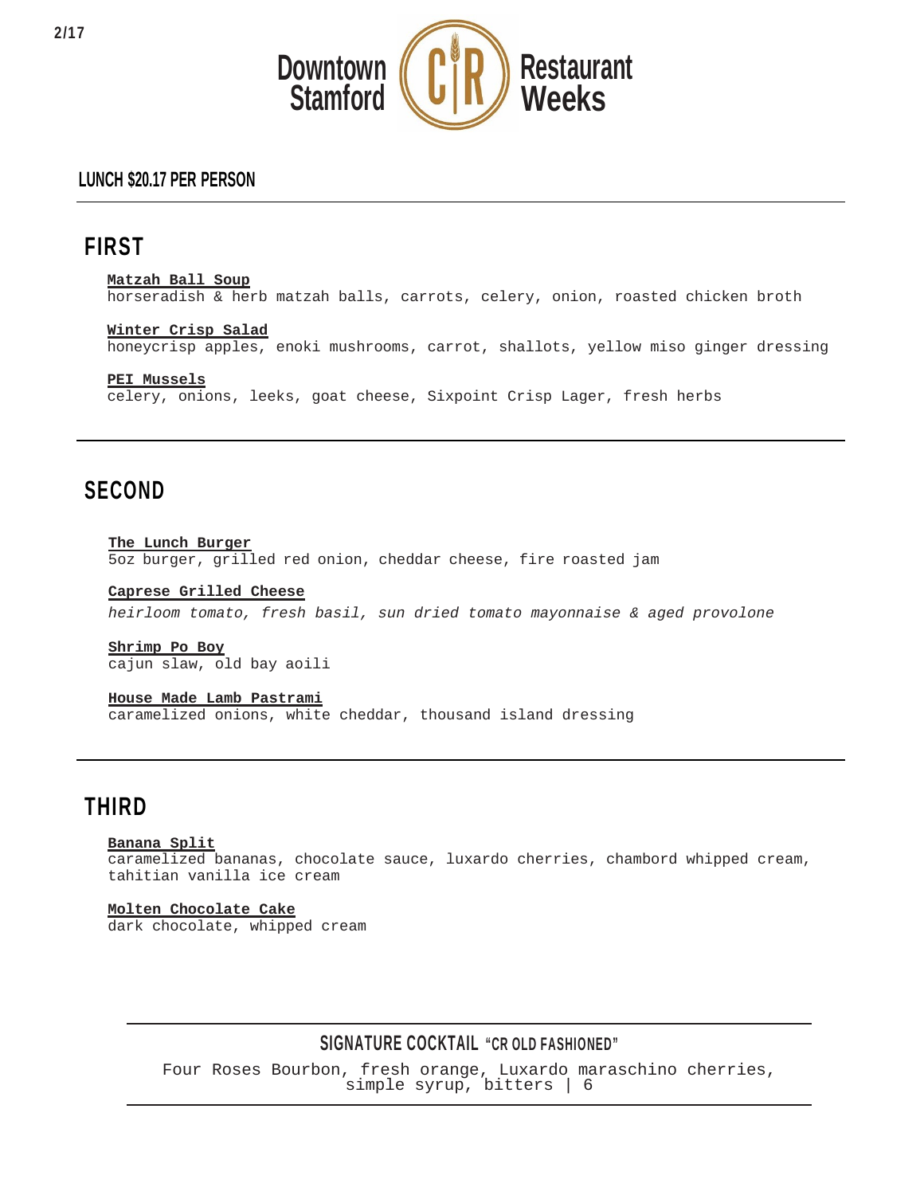# Downtown Stamford Restaurant Weeks

## LUNCH $20.17 PER PERSON

---

## FIRST

**Matzah Ball Soup**
horseradish & herb matzah balls, carrots, celery, onion, roasted chicken broth

**Winter Crisp Salad**
honeycrisp apples, enoki mushrooms, carrot, shallots, yellow miso ginger dressing

**PEI Mussels**
celery, onions, leeks, goat cheese, Sixpoint Crisp Lager, fresh herbs

---

## SECOND

**The Lunch Burger**
5oz burger, grilled red onion, cheddar cheese, fire roasted jam

**Caprese Grilled Cheese**
*heirloom tomato, fresh basil, sun dried tomato mayonnaise & aged provolone*

**Shrimp Po Boy**
cajun slaw, old bay aoili

**House Made Lamb Pastrami**
caramelized onions, white cheddar, thousand island dressing

---

## THIRD

**Banana Split**
caramelized bananas, chocolate sauce, luxardo cherries, chambord whipped cream, tahitian vanilla ice cream

**Molten Chocolate Cake**
dark chocolate, whipped cream

---

### SIGNATURE COCKTAIL "CR OLD FASHIONED"

Four Roses Bourbon, fresh orange, Luxardo maraschino cherries, simple syrup, bitters | 6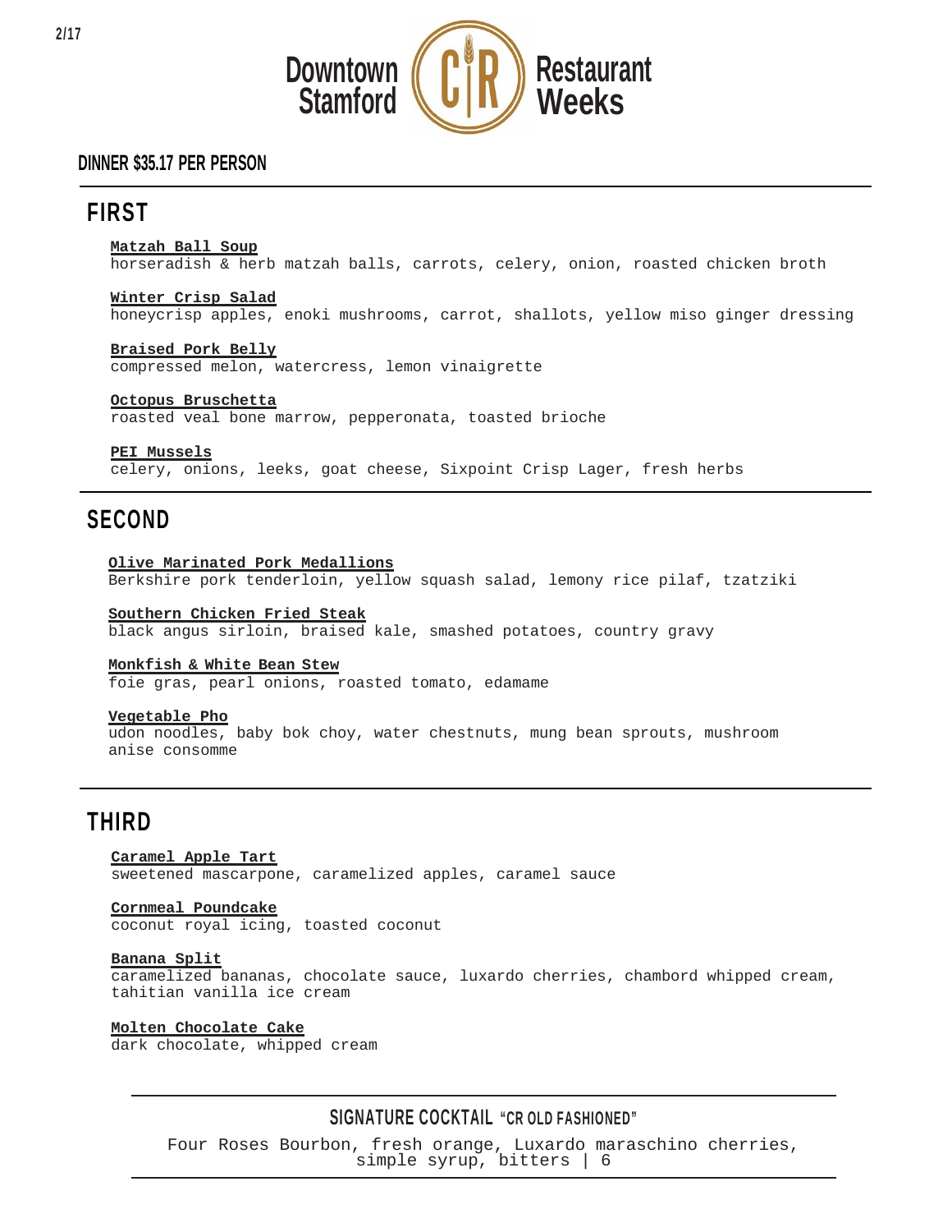# Downtown Stamford Restaurant Weeks

## DINNER $35.17 PER PERSON

## FIRST

**Matzah Ball Soup**
horseradish & herb matzah balls, carrots, celery, onion, roasted chicken broth

**Winter Crisp Salad**
honeycrisp apples, enoki mushrooms, carrot, shallots, yellow miso ginger dressing

**Braised Pork Belly**
compressed melon, watercress, lemon vinaigrette

**Octopus Bruschetta**
roasted veal bone marrow, pepperonata, toasted brioche

**PEI Mussels**
celery, onions, leeks, goat cheese, Sixpoint Crisp Lager, fresh herbs

## SECOND

**Olive Marinated Pork Medallions**
Berkshire pork tenderloin, yellow squash salad, lemony rice pilaf, tzatziki

**Southern Chicken Fried Steak**
black angus sirloin, braised kale, smashed potatoes, country gravy

**Monkfish & White Bean Stew**
foie gras, pearl onions, roasted tomato, edamame

**Vegetable Pho**
udon noodles, baby bok choy, water chestnuts, mung bean sprouts, mushroom anise consomme

## THIRD

**Caramel Apple Tart**
sweetened mascarpone, caramelized apples, caramel sauce

**Cornmeal Poundcake**
coconut royal icing, toasted coconut

**Banana Split**
caramelized bananas, chocolate sauce, luxardo cherries, chambord whipped cream, tahitian vanilla ice cream

**Molten Chocolate Cake**
dark chocolate, whipped cream

### SIGNATURE COCKTAIL "CR OLD FASHIONED"

Four Roses Bourbon, fresh orange, Luxardo maraschino cherries, simple syrup, bitters | 6